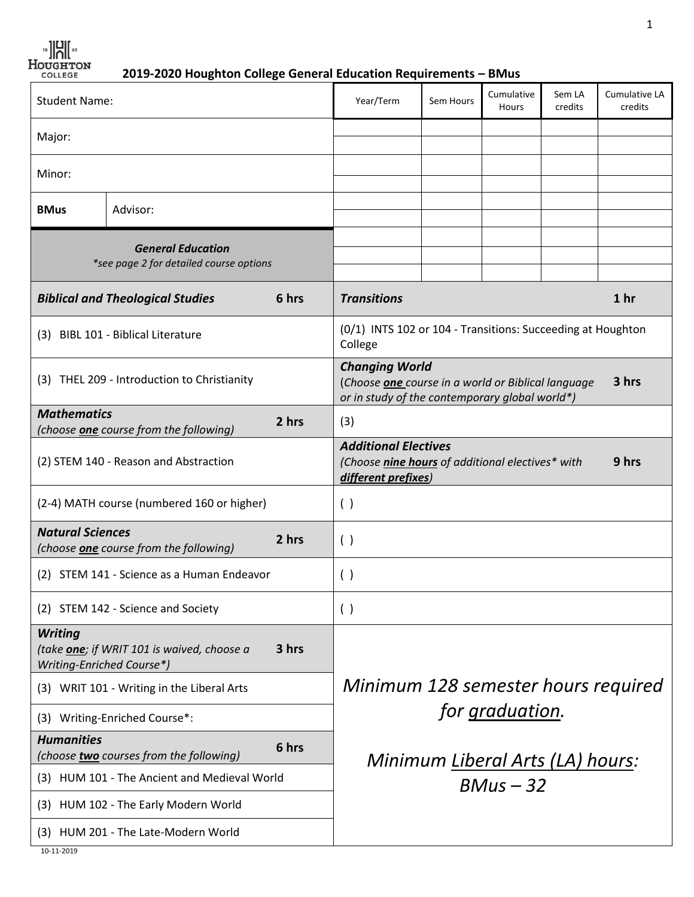# 2019-2020 Houghton College General Education Requirements – BMus

| Student Name: | | Year/Term | Sem Hours | Cumulative Hours | Sem LA credits | Cumulative LA credits |
|---|---|---|---|---|---|---|
| Major: | | | | | | |
| | | | | | | |
| Minor: | | | | | | |
| | | | | | | |
| **BMus** | Advisor: | | | | | |
| | | | | | | |
| | | | | | | |
| | | | | | | |
| | | | | | | |

## *General Education*

*\*see page 2 for detailed course options*

| | |
|---|---|
| ***Biblical and Theological Studies*** **6 hrs** | ***Transitions*** **1 hr** |
| (3) BIBL 101 - Biblical Literature | (0/1) INTS 102 or 104 - Transitions: Succeeding at Houghton College |
| (3) THEL 209 - Introduction to Christianity | ***Changing World*** (*Choose **one** course in a world or Biblical language or in study of the contemporary global world\**) **3 hrs** |
| ***Mathematics*** (*choose **one** course from the following*) **2 hrs** | (3) |
| (2) STEM 140 - Reason and Abstraction | ***Additional Electives*** (*Choose **nine hours** of additional electives\* with **different prefixes***) **9 hrs** |
| (2-4) MATH course (numbered 160 or higher) | ( ) |
| ***Natural Sciences*** (*choose **one** course from the following*) **2 hrs** | ( ) |
| (2) STEM 141 - Science as a Human Endeavor | ( ) |
| (2) STEM 142 - Science and Society | ( ) |
| ***Writing*** (*take **one**; if WRIT 101 is waived, choose a Writing-Enriched Course\**) **3 hrs** | |
| (3) WRIT 101 - Writing in the Liberal Arts | |
| (3) Writing-Enriched Course\*: | |
| ***Humanities*** (*choose **two** courses from the following*) **6 hrs** | |
| (3) HUM 101 - The Ancient and Medieval World | |
| (3) HUM 102 - The Early Modern World | |
| (3) HUM 201 - The Late-Modern World | |

*Minimum 128 semester hours required for graduation.*

*Minimum Liberal Arts (LA) hours: BMus – 32*

10-11-2019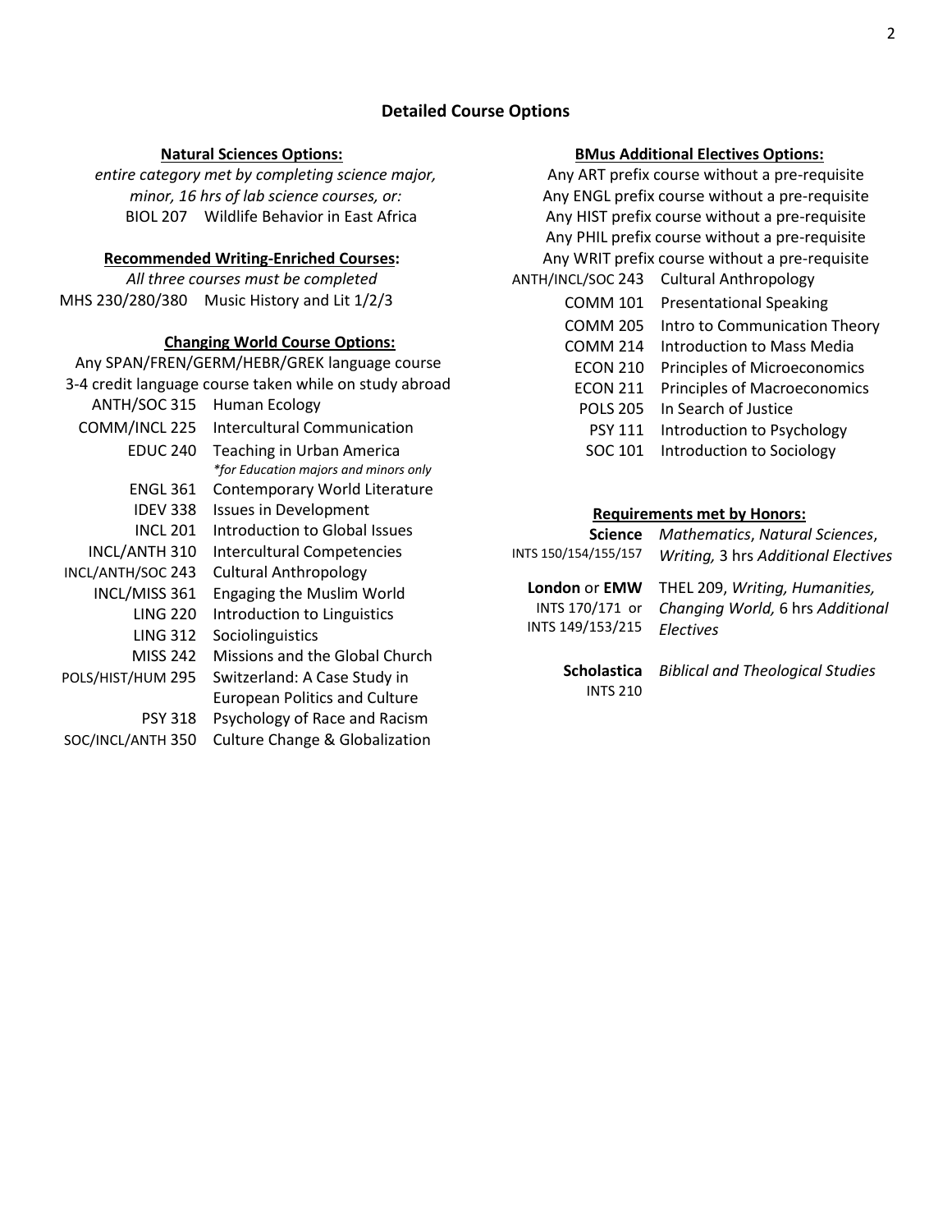## Detailed Course Options

### Natural Sciences Options:

*entire category met by completing science major, minor, 16 hrs of lab science courses, or:*

| | |
|---|---|
| BIOL 207 | Wildlife Behavior in East Africa |

### Recommended Writing-Enriched Courses:

*All three courses must be completed*

| | |
|---|---|
| MHS 230/280/380 | Music History and Lit 1/2/3 |

### Changing World Course Options:

Any SPAN/FREN/GERM/HEBR/GREK language course

3-4 credit language course taken while on study abroad

| | |
|---|---|
| ANTH/SOC 315 | Human Ecology |
| COMM/INCL 225 | Intercultural Communication |
| EDUC 240 | Teaching in Urban America *\*for Education majors and minors only* |
| ENGL 361 | Contemporary World Literature |
| IDEV 338 | Issues in Development |
| INCL 201 | Introduction to Global Issues |
| INCL/ANTH 310 | Intercultural Competencies |
| INCL/ANTH/SOC 243 | Cultural Anthropology |
| INCL/MISS 361 | Engaging the Muslim World |
| LING 220 | Introduction to Linguistics |
| LING 312 | Sociolinguistics |
| MISS 242 | Missions and the Global Church |
| POLS/HIST/HUM 295 | Switzerland: A Case Study in European Politics and Culture |
| PSY 318 | Psychology of Race and Racism |
| SOC/INCL/ANTH 350 | Culture Change & Globalization |

### BMus Additional Electives Options:

Any ART prefix course without a pre-requisite

Any ENGL prefix course without a pre-requisite

Any HIST prefix course without a pre-requisite

Any PHIL prefix course without a pre-requisite

Any WRIT prefix course without a pre-requisite

| | |
|---|---|
| ANTH/INCL/SOC 243 | Cultural Anthropology |
| COMM 101 | Presentational Speaking |
| COMM 205 | Intro to Communication Theory |
| COMM 214 | Introduction to Mass Media |
| ECON 210 | Principles of Microeconomics |
| ECON 211 | Principles of Macroeconomics |
| POLS 205 | In Search of Justice |
| PSY 111 | Introduction to Psychology |
| SOC 101 | Introduction to Sociology |

### Requirements met by Honors:

| | |
|---|---|
| **Science** INTS 150/154/155/157 | *Mathematics*, *Natural Sciences*, *Writing,* 3 hrs *Additional Electives* |
| **London** or **EMW** INTS 170/171 or INTS 149/153/215 | THEL 209, *Writing, Humanities, Changing World,* 6 hrs *Additional Electives* |
| **Scholastica** INTS 210 | *Biblical and Theological Studies* |